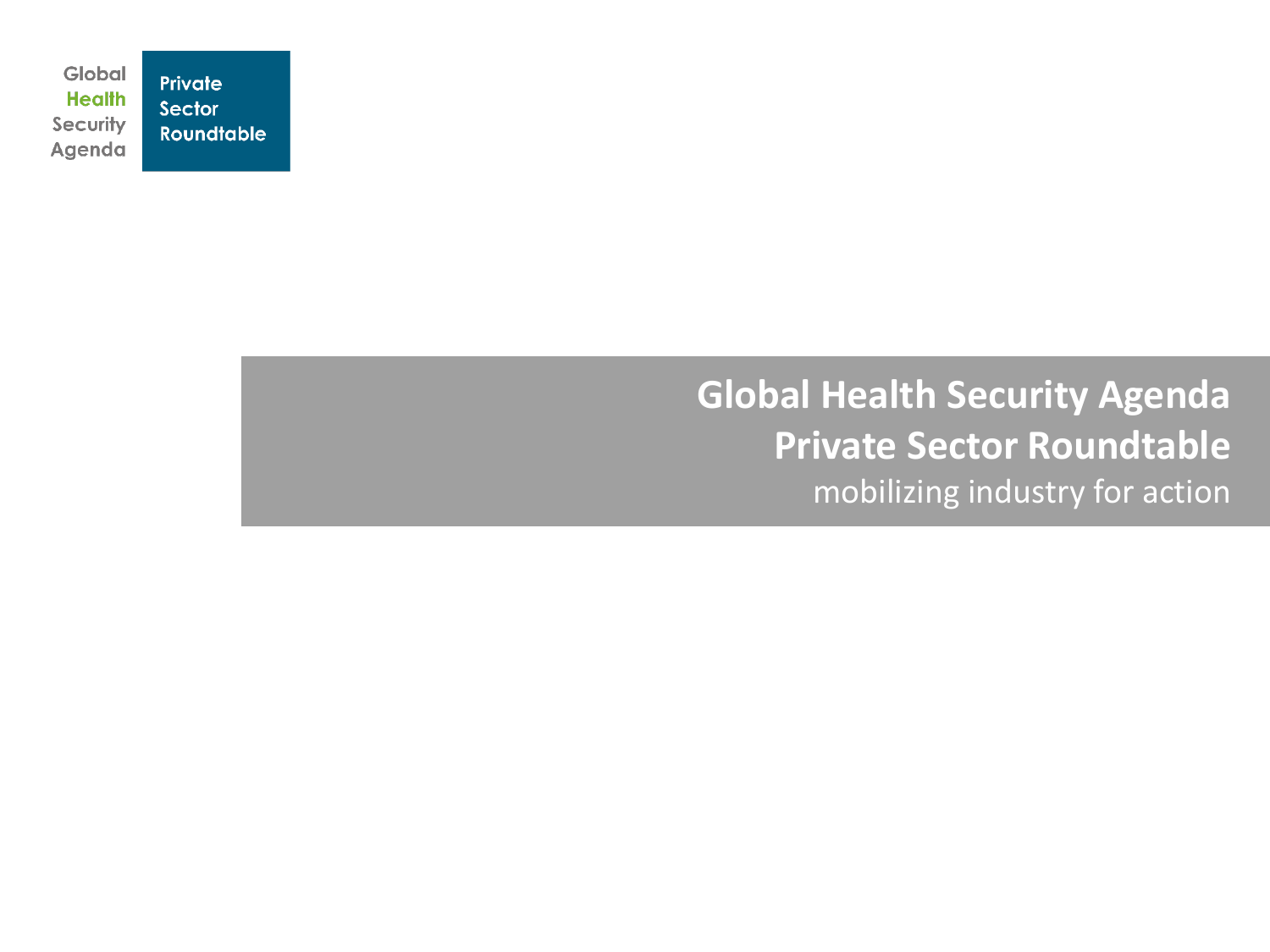Global Health Security Agenda | Private Sector Roundtable

# Global Health Security Agenda Private Sector Roundtable

mobilizing industry for action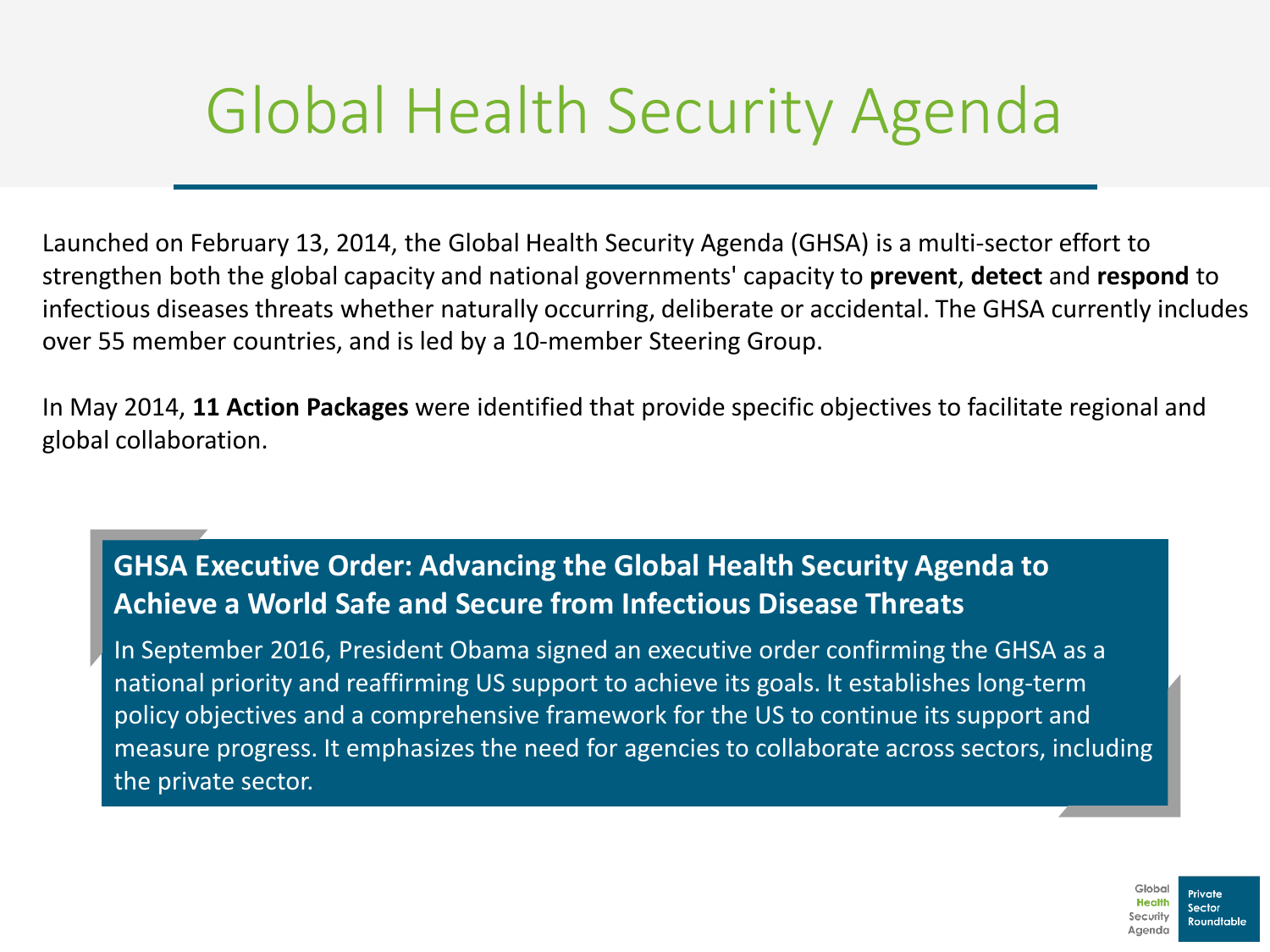# Global Health Security Agenda

Launched on February 13, 2014, the Global Health Security Agenda (GHSA) is a multi-sector effort to strengthen both the global capacity and national governments' capacity to **prevent**, **detect** and **respond** to infectious diseases threats whether naturally occurring, deliberate or accidental. The GHSA currently includes over 55 member countries, and is led by a 10-member Steering Group.

In May 2014, **11 Action Packages** were identified that provide specific objectives to facilitate regional and global collaboration.

## GHSA Executive Order: Advancing the Global Health Security Agenda to Achieve a World Safe and Secure from Infectious Disease Threats

In September 2016, President Obama signed an executive order confirming the GHSA as a national priority and reaffirming US support to achieve its goals. It establishes long-term policy objectives and a comprehensive framework for the US to continue its support and measure progress. It emphasizes the need for agencies to collaborate across sectors, including the private sector.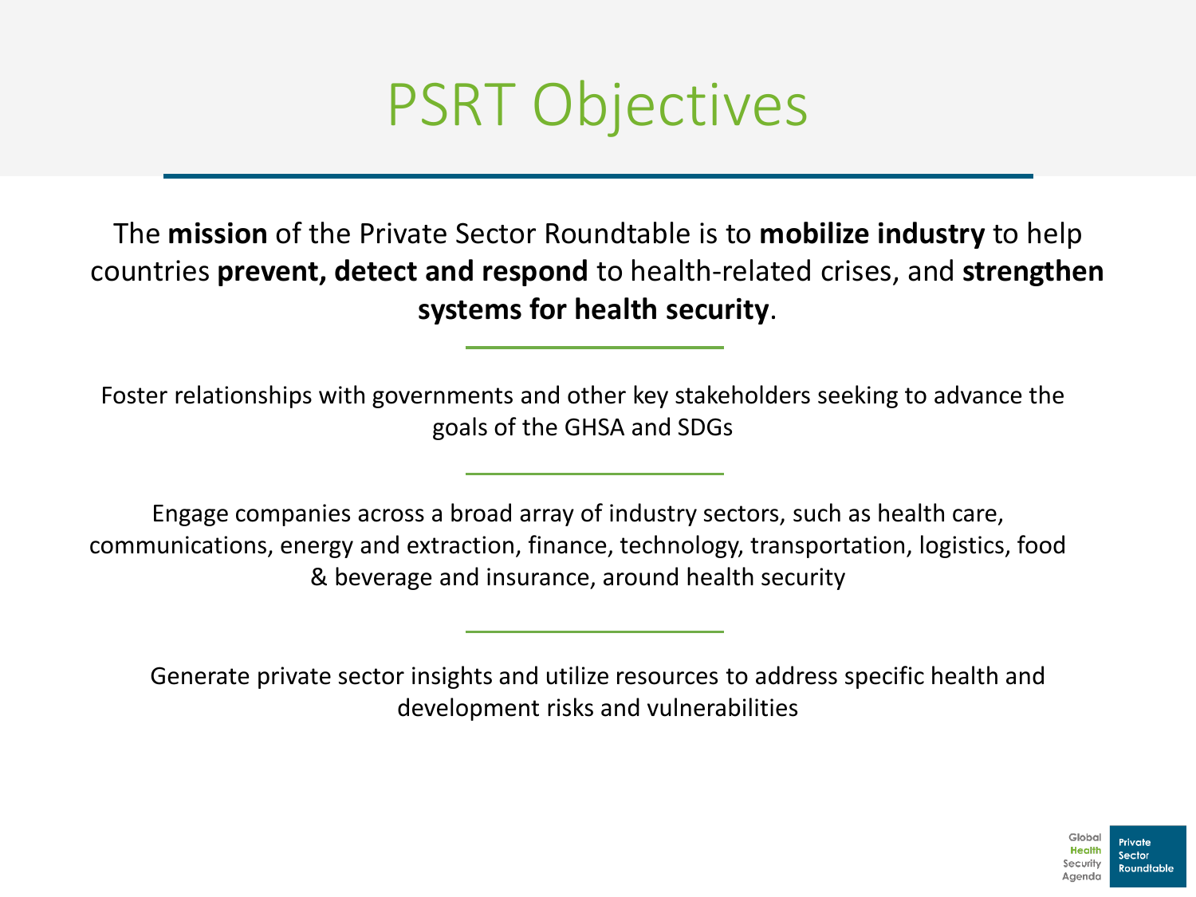# PSRT Objectives

The **mission** of the Private Sector Roundtable is to **mobilize industry** to help countries **prevent, detect and respond** to health-related crises, and **strengthen systems for health security**.

---

Foster relationships with governments and other key stakeholders seeking to advance the goals of the GHSA and SDGs

---

Engage companies across a broad array of industry sectors, such as health care, communications, energy and extraction, finance, technology, transportation, logistics, food & beverage and insurance, around health security

---

Generate private sector insights and utilize resources to address specific health and development risks and vulnerabilities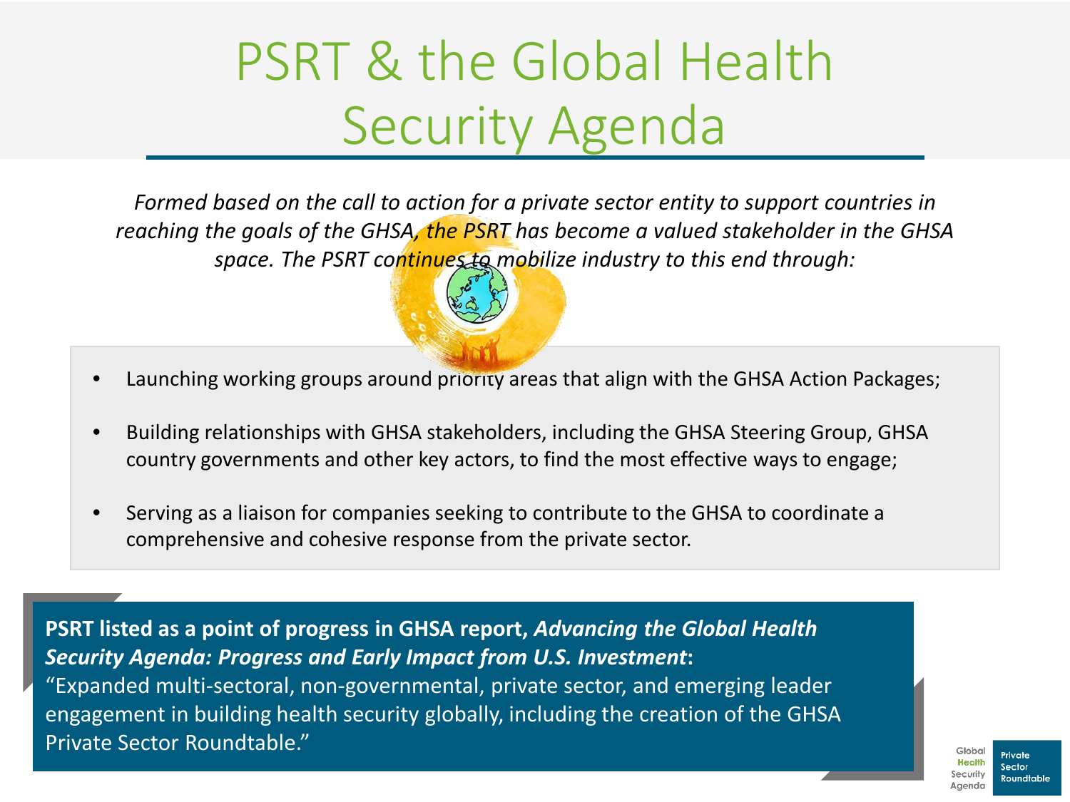# PSRT & the Global Health Security Agenda

*Formed based on the call to action for a private sector entity to support countries in reaching the goals of the GHSA, the PSRT has become a valued stakeholder in the GHSA space. The PSRT continues to mobilize industry to this end through:*

- Launching working groups around priority areas that align with the GHSA Action Packages;
- Building relationships with GHSA stakeholders, including the GHSA Steering Group, GHSA country governments and other key actors, to find the most effective ways to engage;
- Serving as a liaison for companies seeking to contribute to the GHSA to coordinate a comprehensive and cohesive response from the private sector.

**PSRT listed as a point of progress in GHSA report, *Advancing the Global Health Security Agenda: Progress and Early Impact from U.S. Investment*:**
"Expanded multi-sectoral, non-governmental, private sector, and emerging leader engagement in building health security globally, including the creation of the GHSA Private Sector Roundtable."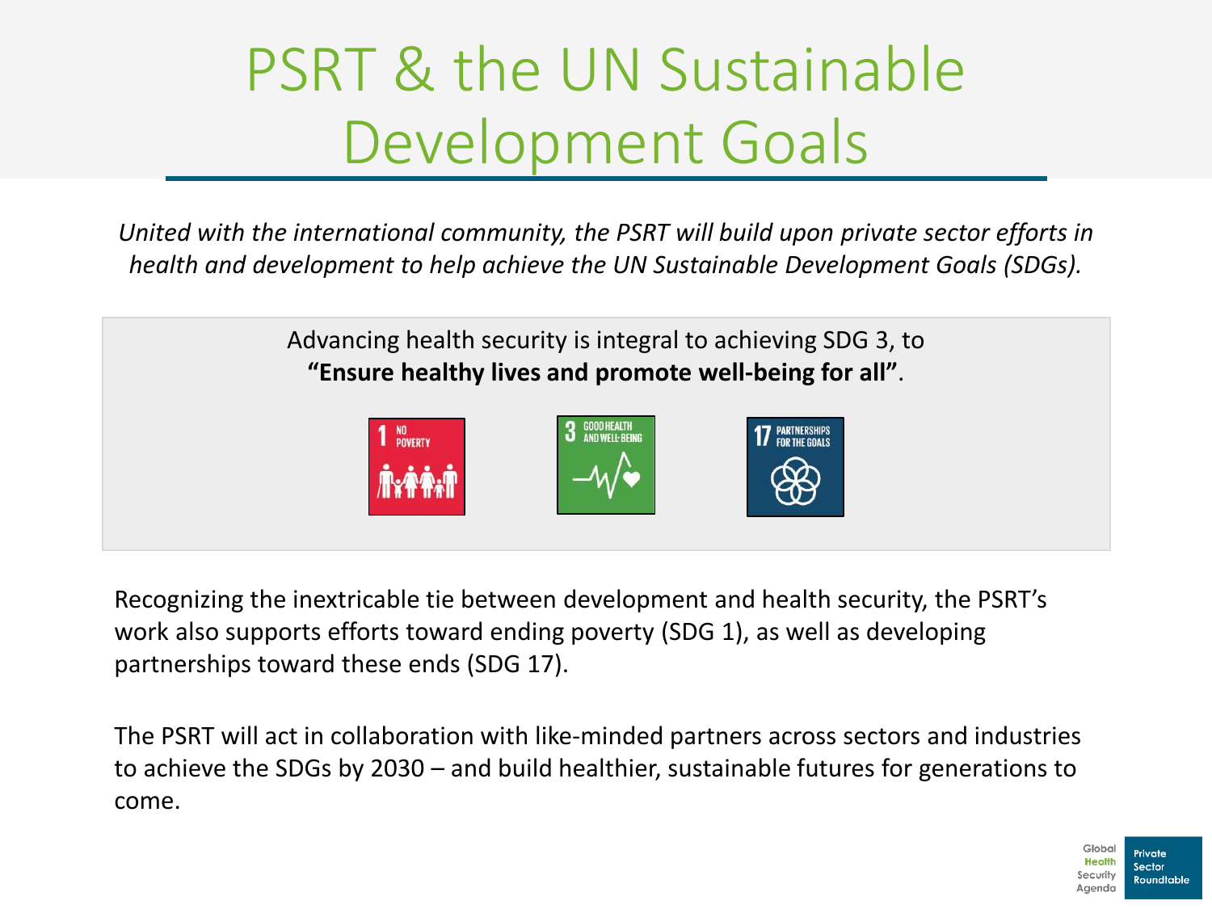# PSRT & the UN Sustainable Development Goals

*United with the international community, the PSRT will build upon private sector efforts in health and development to help achieve the UN Sustainable Development Goals (SDGs).*

Advancing health security is integral to achieving SDG 3, to **"Ensure healthy lives and promote well-being for all"**.

1 NO POVERTY

3 GOOD HEALTH AND WELL-BEING

17 PARTNERSHIPS FOR THE GOALS

Recognizing the inextricable tie between development and health security, the PSRT's work also supports efforts toward ending poverty (SDG 1), as well as developing partnerships toward these ends (SDG 17).

The PSRT will act in collaboration with like-minded partners across sectors and industries to achieve the SDGs by 2030 – and build healthier, sustainable futures for generations to come.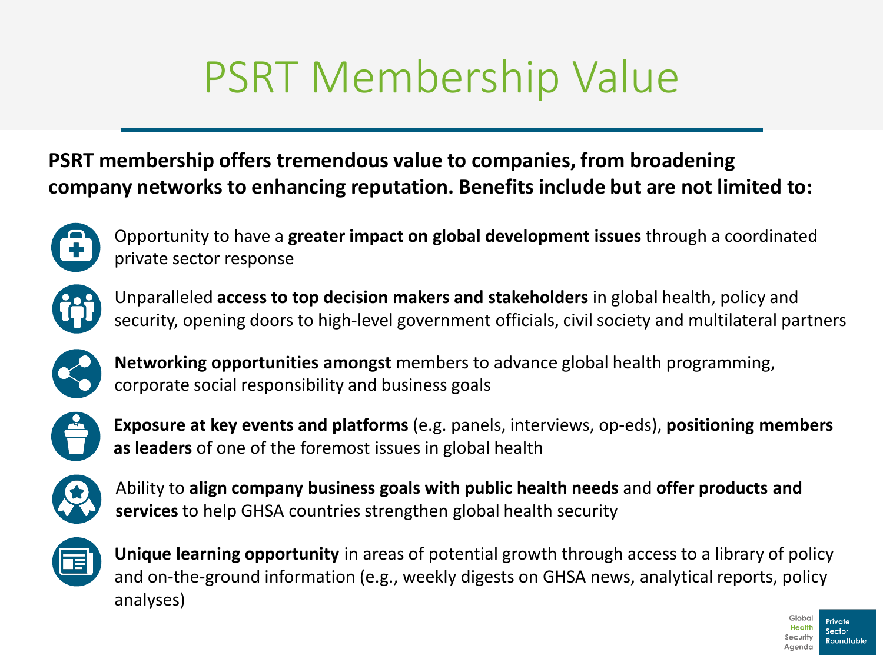# PSRT Membership Value

**PSRT membership offers tremendous value to companies, from broadening company networks to enhancing reputation. Benefits include but are not limited to:**

- Opportunity to have a **greater impact on global development issues** through a coordinated private sector response
- Unparalleled **access to top decision makers and stakeholders** in global health, policy and security, opening doors to high-level government officials, civil society and multilateral partners
- **Networking opportunities amongst** members to advance global health programming, corporate social responsibility and business goals
- **Exposure at key events and platforms** (e.g. panels, interviews, op-eds), **positioning members as leaders** of one of the foremost issues in global health
- Ability to **align company business goals with public health needs** and **offer products and services** to help GHSA countries strengthen global health security
- **Unique learning opportunity** in areas of potential growth through access to a library of policy and on-the-ground information (e.g., weekly digests on GHSA news, analytical reports, policy analyses)

Global Health Security Agenda | Private Sector Roundtable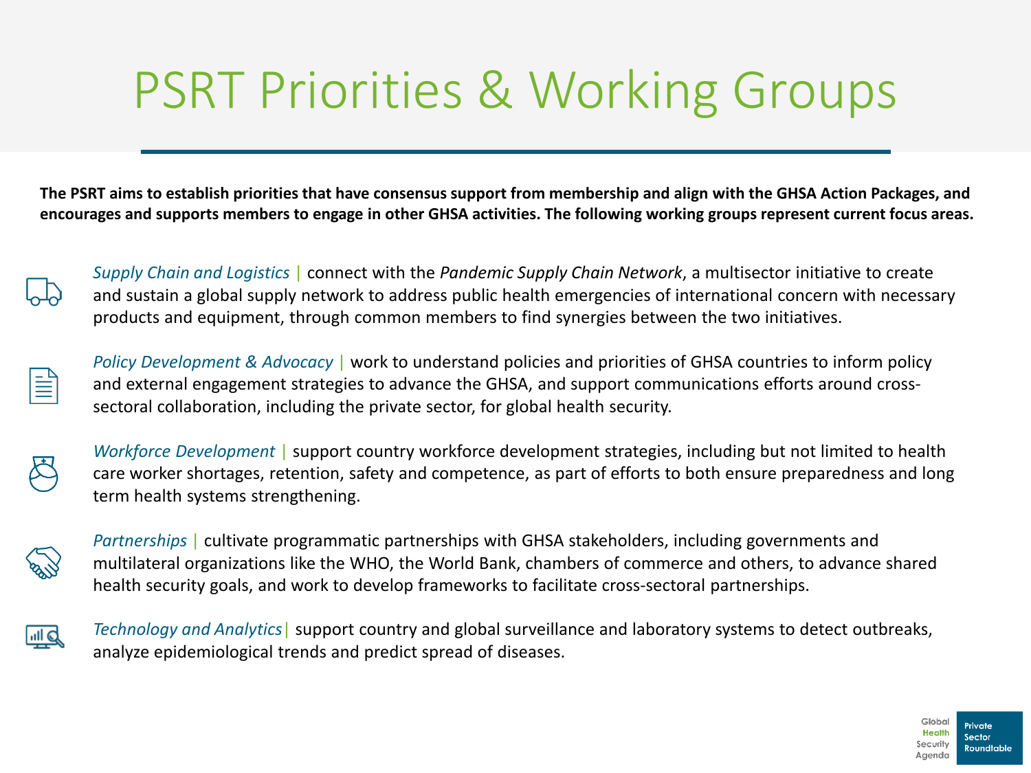# PSRT Priorities & Working Groups

**The PSRT aims to establish priorities that have consensus support from membership and align with the GHSA Action Packages, and encourages and supports members to engage in other GHSA activities. The following working groups represent current focus areas.**

*Supply Chain and Logistics* | connect with the *Pandemic Supply Chain Network*, a multisector initiative to create and sustain a global supply network to address public health emergencies of international concern with necessary products and equipment, through common members to find synergies between the two initiatives.

*Policy Development & Advocacy* | work to understand policies and priorities of GHSA countries to inform policy and external engagement strategies to advance the GHSA, and support communications efforts around cross-sectoral collaboration, including the private sector, for global health security.

*Workforce Development* | support country workforce development strategies, including but not limited to health care worker shortages, retention, safety and competence, as part of efforts to both ensure preparedness and long term health systems strengthening.

*Partnerships* | cultivate programmatic partnerships with GHSA stakeholders, including governments and multilateral organizations like the WHO, the World Bank, chambers of commerce and others, to advance shared health security goals, and work to develop frameworks to facilitate cross-sectoral partnerships.

*Technology and Analytics* | support country and global surveillance and laboratory systems to detect outbreaks, analyze epidemiological trends and predict spread of diseases.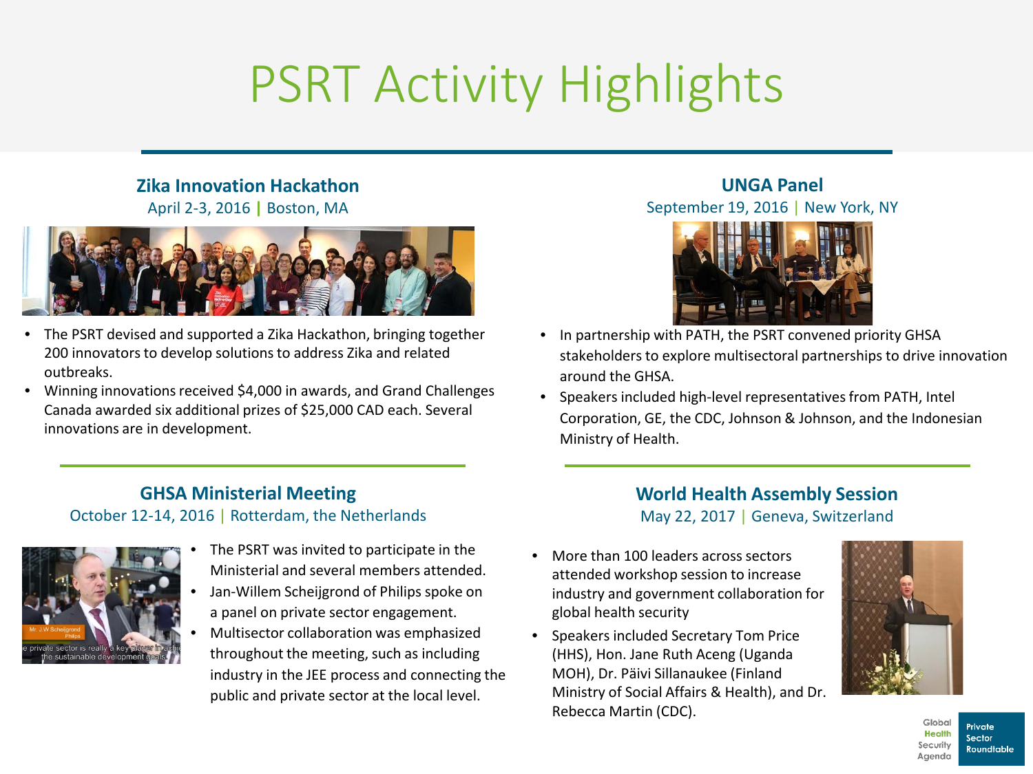# PSRT Activity Highlights

## Zika Innovation Hackathon

April 2-3, 2016 | Boston, MA

- The PSRT devised and supported a Zika Hackathon, bringing together 200 innovators to develop solutions to address Zika and related outbreaks.
- Winning innovations received $4,000 in awards, and Grand Challenges Canada awarded six additional prizes of $25,000 CAD each. Several innovations are in development.

## UNGA Panel

September 19, 2016 | New York, NY

- In partnership with PATH, the PSRT convened priority GHSA stakeholders to explore multisectoral partnerships to drive innovation around the GHSA.
- Speakers included high-level representatives from PATH, Intel Corporation, GE, the CDC, Johnson & Johnson, and the Indonesian Ministry of Health.

## GHSA Ministerial Meeting

October 12-14, 2016 | Rotterdam, the Netherlands

- The PSRT was invited to participate in the Ministerial and several members attended.
- Jan-Willem Scheijgrond of Philips spoke on a panel on private sector engagement.
- Multisector collaboration was emphasized throughout the meeting, such as including industry in the JEE process and connecting the public and private sector at the local level.

## World Health Assembly Session

May 22, 2017 | Geneva, Switzerland

- More than 100 leaders across sectors attended workshop session to increase industry and government collaboration for global health security
- Speakers included Secretary Tom Price (HHS), Hon. Jane Ruth Aceng (Uganda MOH), Dr. Päivi Sillanaukee (Finland Ministry of Social Affairs & Health), and Dr. Rebecca Martin (CDC).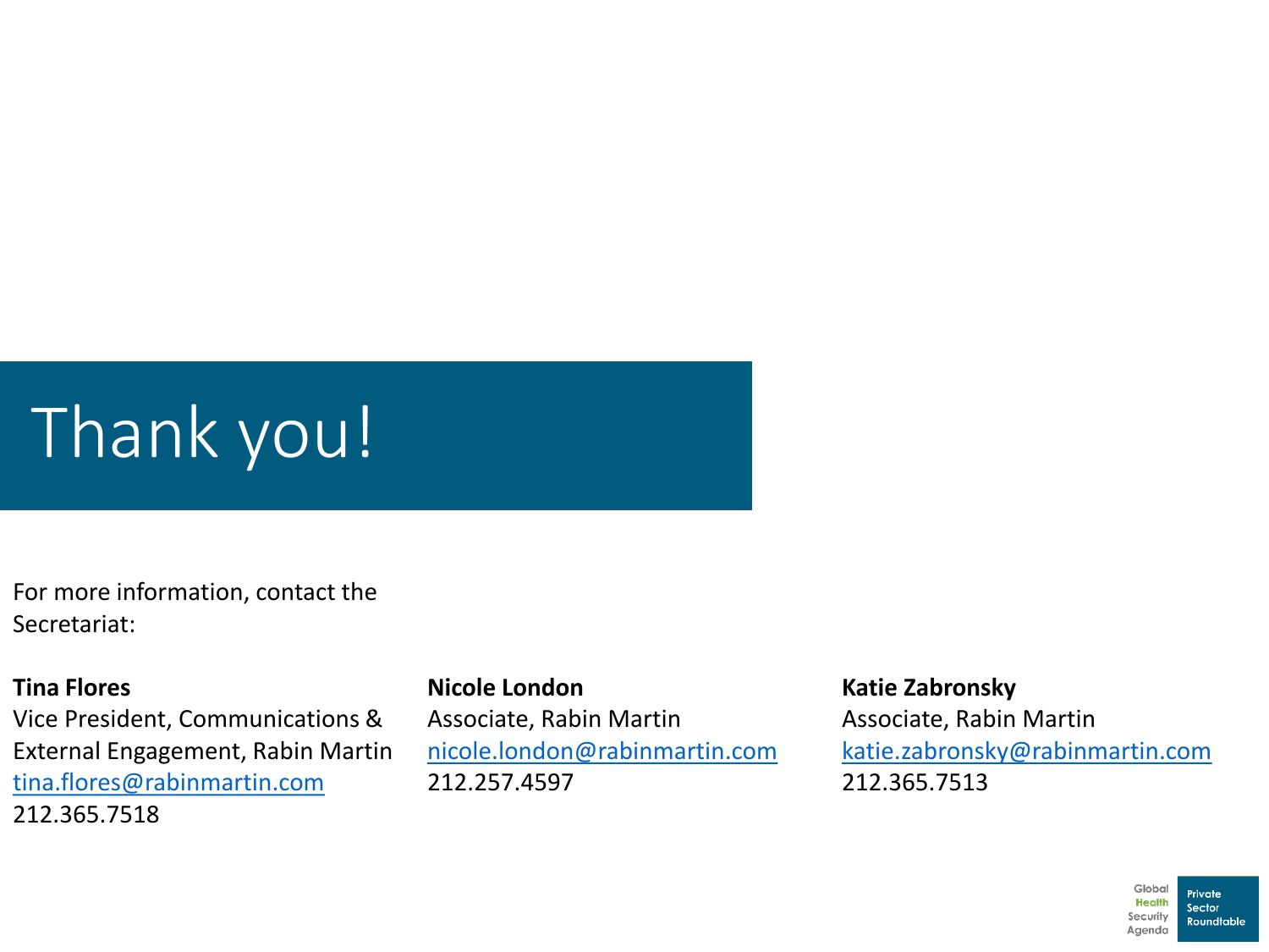# Thank you!

For more information, contact the Secretariat:

**Tina Flores**
Vice President, Communications & External Engagement, Rabin Martin
tina.flores@rabinmartin.com
212.365.7518

**Nicole London**
Associate, Rabin Martin
nicole.london@rabinmartin.com
212.257.4597

**Katie Zabronsky**
Associate, Rabin Martin
katie.zabronsky@rabinmartin.com
212.365.7513

Global Health Security Agenda
Private Sector Roundtable